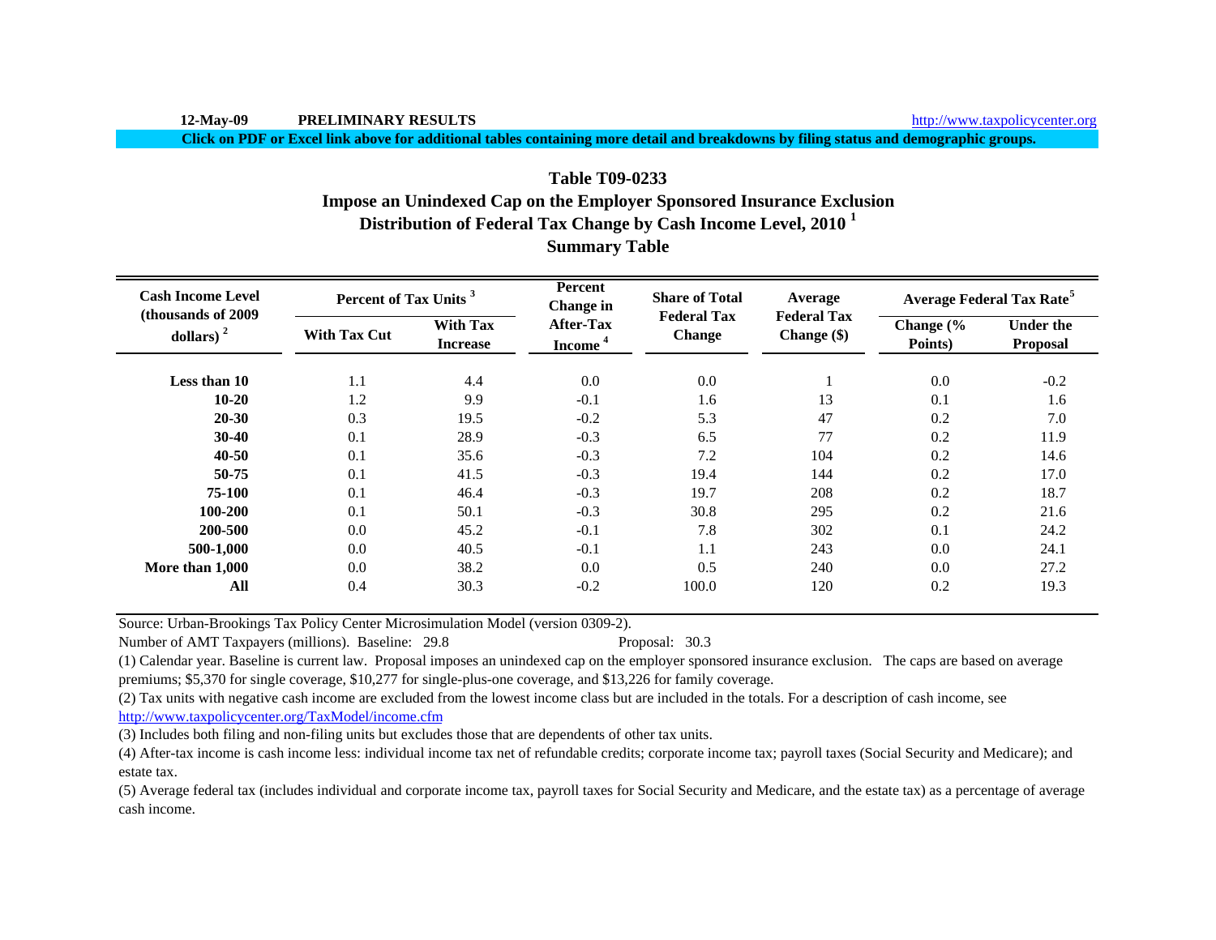12-May-09 **PRELIMINARY RESULTS** http://www.taxpolicycenter.org

**Click on PDF or Excel link above for additional tables containing more detail and breakdowns by filing status and demographic groups.**

## Table T09-0233
## Impose an Unindexed Cap on the Employer Sponsored Insurance Exclusion
## Distribution of Federal Tax Change by Cash Income Level, 2010 [1]
## Summary Table

| Cash Income Level (thousands of 2009 dollars) [2] | Percent of Tax Units [3] | | Percent Change in After-Tax Income [4] | Share of Total Federal Tax Change | Average Federal Tax Change ($) | Average Federal Tax Rate[5] | |
|---|---|---|---|---|---|---|---|
| | With Tax Cut | With Tax Increase | | | | Change (% Points) | Under the Proposal |
| **Less than 10** | 1.1 | 4.4 | 0.0 | 0.0 | 1 | 0.0 | -0.2 |
| **10-20** | 1.2 | 9.9 | -0.1 | 1.6 | 13 | 0.1 | 1.6 |
| **20-30** | 0.3 | 19.5 | -0.2 | 5.3 | 47 | 0.2 | 7.0 |
| **30-40** | 0.1 | 28.9 | -0.3 | 6.5 | 77 | 0.2 | 11.9 |
| **40-50** | 0.1 | 35.6 | -0.3 | 7.2 | 104 | 0.2 | 14.6 |
| **50-75** | 0.1 | 41.5 | -0.3 | 19.4 | 144 | 0.2 | 17.0 |
| **75-100** | 0.1 | 46.4 | -0.3 | 19.7 | 208 | 0.2 | 18.7 |
| **100-200** | 0.1 | 50.1 | -0.3 | 30.8 | 295 | 0.2 | 21.6 |
| **200-500** | 0.0 | 45.2 | -0.1 | 7.8 | 302 | 0.1 | 24.2 |
| **500-1,000** | 0.0 | 40.5 | -0.1 | 1.1 | 243 | 0.0 | 24.1 |
| **More than 1,000** | 0.0 | 38.2 | 0.0 | 0.5 | 240 | 0.0 | 27.2 |
| **All** | 0.4 | 30.3 | -0.2 | 100.0 | 120 | 0.2 | 19.3 |

Source: Urban-Brookings Tax Policy Center Microsimulation Model (version 0309-2).

Number of AMT Taxpayers (millions). Baseline: 29.8 Proposal: 30.3

(1) Calendar year. Baseline is current law. Proposal imposes an unindexed cap on the employer sponsored insurance exclusion. The caps are based on average premiums; $5,370 for single coverage, $10,277 for single-plus-one coverage, and $13,226 for family coverage.

(2) Tax units with negative cash income are excluded from the lowest income class but are included in the totals. For a description of cash income, see http://www.taxpolicycenter.org/TaxModel/income.cfm

(3) Includes both filing and non-filing units but excludes those that are dependents of other tax units.

(4) After-tax income is cash income less: individual income tax net of refundable credits; corporate income tax; payroll taxes (Social Security and Medicare); and estate tax.

(5) Average federal tax (includes individual and corporate income tax, payroll taxes for Social Security and Medicare, and the estate tax) as a percentage of average cash income.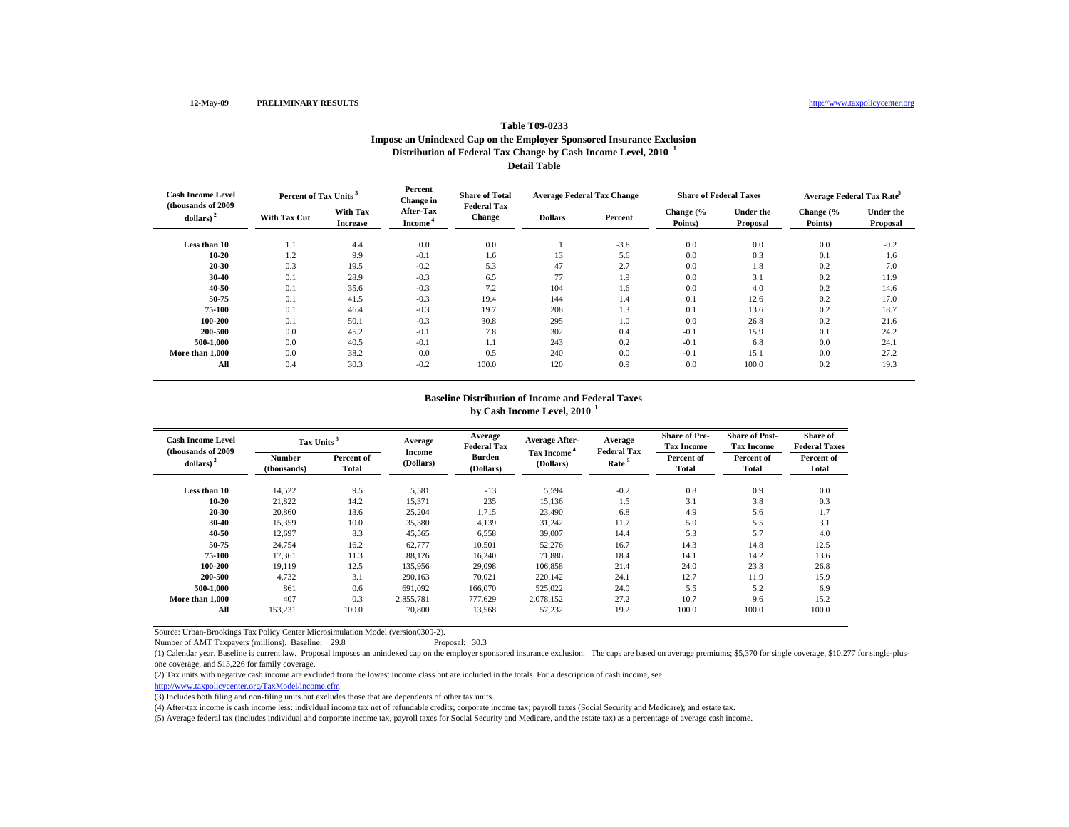12-May-09 **PRELIMINARY RESULTS** http://www.taxpolicycenter.org

# Table T09-0233

## Impose an Unindexed Cap on the Employer Sponsored Insurance Exclusion

## Distribution of Federal Tax Change by Cash Income Level, 2010 [1]

## Detail Table

| Cash Income Level (thousands of 2009 dollars) [2] | Percent of Tax Units [3] | | Percent Change in After-Tax Income [4] | Share of Total Federal Tax Change | Average Federal Tax Change | | Share of Federal Taxes | | Average Federal Tax Rate [5] | |
|---|---|---|---|---|---|---|---|---|---|---|
| | With Tax Cut | With Tax Increase | | | Dollars | Percent | Change (% Points) | Under the Proposal | Change (% Points) | Under the Proposal |
| **Less than 10** | 1.1 | 4.4 | 0.0 | 0.0 | 1 | -3.8 | 0.0 | 0.0 | 0.0 | -0.2 |
| **10-20** | 1.2 | 9.9 | -0.1 | 1.6 | 13 | 5.6 | 0.0 | 0.3 | 0.1 | 1.6 |
| **20-30** | 0.3 | 19.5 | -0.2 | 5.3 | 47 | 2.7 | 0.0 | 1.8 | 0.2 | 7.0 |
| **30-40** | 0.1 | 28.9 | -0.3 | 6.5 | 77 | 1.9 | 0.0 | 3.1 | 0.2 | 11.9 |
| **40-50** | 0.1 | 35.6 | -0.3 | 7.2 | 104 | 1.6 | 0.0 | 4.0 | 0.2 | 14.6 |
| **50-75** | 0.1 | 41.5 | -0.3 | 19.4 | 144 | 1.4 | 0.1 | 12.6 | 0.2 | 17.0 |
| **75-100** | 0.1 | 46.4 | -0.3 | 19.7 | 208 | 1.3 | 0.1 | 13.6 | 0.2 | 18.7 |
| **100-200** | 0.1 | 50.1 | -0.3 | 30.8 | 295 | 1.0 | 0.0 | 26.8 | 0.2 | 21.6 |
| **200-500** | 0.0 | 45.2 | -0.1 | 7.8 | 302 | 0.4 | -0.1 | 15.9 | 0.1 | 24.2 |
| **500-1,000** | 0.0 | 40.5 | -0.1 | 1.1 | 243 | 0.2 | -0.1 | 6.8 | 0.0 | 24.1 |
| **More than 1,000** | 0.0 | 38.2 | 0.0 | 0.5 | 240 | 0.0 | -0.1 | 15.1 | 0.0 | 27.2 |
| **All** | 0.4 | 30.3 | -0.2 | 100.0 | 120 | 0.9 | 0.0 | 100.0 | 0.2 | 19.3 |

## Baseline Distribution of Income and Federal Taxes by Cash Income Level, 2010 [1]

| Cash Income Level (thousands of 2009 dollars) [2] | Tax Units [3] | | Average Income (Dollars) | Average Federal Tax Burden (Dollars) | Average After-Tax Income [4] (Dollars) | Average Federal Tax Rate [5] | Share of Pre-Tax Income | Share of Post-Tax Income | Share of Federal Taxes |
|---|---|---|---|---|---|---|---|---|---|
| | Number (thousands) | Percent of Total | | | | | Percent of Total | Percent of Total | Percent of Total |
| **Less than 10** | 14,522 | 9.5 | 5,581 | -13 | 5,594 | -0.2 | 0.8 | 0.9 | 0.0 |
| **10-20** | 21,822 | 14.2 | 15,371 | 235 | 15,136 | 1.5 | 3.1 | 3.8 | 0.3 |
| **20-30** | 20,860 | 13.6 | 25,204 | 1,715 | 23,490 | 6.8 | 4.9 | 5.6 | 1.7 |
| **30-40** | 15,359 | 10.0 | 35,380 | 4,139 | 31,242 | 11.7 | 5.0 | 5.5 | 3.1 |
| **40-50** | 12,697 | 8.3 | 45,565 | 6,558 | 39,007 | 14.4 | 5.3 | 5.7 | 4.0 |
| **50-75** | 24,754 | 16.2 | 62,777 | 10,501 | 52,276 | 16.7 | 14.3 | 14.8 | 12.5 |
| **75-100** | 17,361 | 11.3 | 88,126 | 16,240 | 71,886 | 18.4 | 14.1 | 14.2 | 13.6 |
| **100-200** | 19,119 | 12.5 | 135,956 | 29,098 | 106,858 | 21.4 | 24.0 | 23.3 | 26.8 |
| **200-500** | 4,732 | 3.1 | 290,163 | 70,021 | 220,142 | 24.1 | 12.7 | 11.9 | 15.9 |
| **500-1,000** | 861 | 0.6 | 691,092 | 166,070 | 525,022 | 24.0 | 5.5 | 5.2 | 6.9 |
| **More than 1,000** | 407 | 0.3 | 2,855,781 | 777,629 | 2,078,152 | 27.2 | 10.7 | 9.6 | 15.2 |
| **All** | 153,231 | 100.0 | 70,800 | 13,568 | 57,232 | 19.2 | 100.0 | 100.0 | 100.0 |

Source: Urban-Brookings Tax Policy Center Microsimulation Model (version0309-2).

Number of AMT Taxpayers (millions). Baseline: 29.8 Proposal: 30.3

(1) Calendar year. Baseline is current law. Proposal imposes an unindexed cap on the employer sponsored insurance exclusion. The caps are based on average premiums; $5,370 for single coverage, $10,277 for single-plus-one coverage, and $13,226 for family coverage.

(2) Tax units with negative cash income are excluded from the lowest income class but are included in the totals. For a description of cash income, see http://www.taxpolicycenter.org/TaxModel/income.cfm

(3) Includes both filing and non-filing units but excludes those that are dependents of other tax units.

(4) After-tax income is cash income less: individual income tax net of refundable credits; corporate income tax; payroll taxes (Social Security and Medicare); and estate tax.

(5) Average federal tax (includes individual and corporate income tax, payroll taxes for Social Security and Medicare, and the estate tax) as a percentage of average cash income.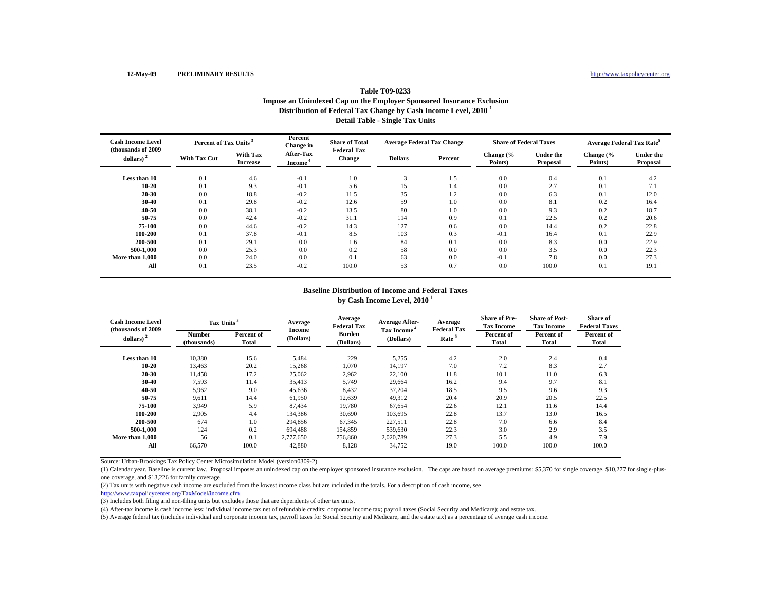12-May-09 **PRELIMINARY RESULTS** http://www.taxpolicycenter.org

### Table T09-0233

### Impose an Unindexed Cap on the Employer Sponsored Insurance Exclusion

### Distribution of Federal Tax Change by Cash Income Level, 2010 [1]

### Detail Table - Single Tax Units

| Cash Income Level (thousands of 2009 dollars) [2] | Percent of Tax Units [3] | | Percent Change in After-Tax Income [4] | Share of Total Federal Tax Change | Average Federal Tax Change | | Share of Federal Taxes | | Average Federal Tax Rate[5] | |
|---|---|---|---|---|---|---|---|---|---|---|
| | With Tax Cut | With Tax Increase | | | Dollars | Percent | Change (% Points) | Under the Proposal | Change (% Points) | Under the Proposal |
| Less than 10 | 0.1 | 4.6 | -0.1 | 1.0 | 3 | 1.5 | 0.0 | 0.4 | 0.1 | 4.2 |
| 10-20 | 0.1 | 9.3 | -0.1 | 5.6 | 15 | 1.4 | 0.0 | 2.7 | 0.1 | 7.1 |
| 20-30 | 0.0 | 18.8 | -0.2 | 11.5 | 35 | 1.2 | 0.0 | 6.3 | 0.1 | 12.0 |
| 30-40 | 0.1 | 29.8 | -0.2 | 12.6 | 59 | 1.0 | 0.0 | 8.1 | 0.2 | 16.4 |
| 40-50 | 0.0 | 38.1 | -0.2 | 13.5 | 80 | 1.0 | 0.0 | 9.3 | 0.2 | 18.7 |
| 50-75 | 0.0 | 42.4 | -0.2 | 31.1 | 114 | 0.9 | 0.1 | 22.5 | 0.2 | 20.6 |
| 75-100 | 0.0 | 44.6 | -0.2 | 14.3 | 127 | 0.6 | 0.0 | 14.4 | 0.2 | 22.8 |
| 100-200 | 0.1 | 37.8 | -0.1 | 8.5 | 103 | 0.3 | -0.1 | 16.4 | 0.1 | 22.9 |
| 200-500 | 0.1 | 29.1 | 0.0 | 1.6 | 84 | 0.1 | 0.0 | 8.3 | 0.0 | 22.9 |
| 500-1,000 | 0.0 | 25.3 | 0.0 | 0.2 | 58 | 0.0 | 0.0 | 3.5 | 0.0 | 22.3 |
| More than 1,000 | 0.0 | 24.0 | 0.0 | 0.1 | 63 | 0.0 | -0.1 | 7.8 | 0.0 | 27.3 |
| All | 0.1 | 23.5 | -0.2 | 100.0 | 53 | 0.7 | 0.0 | 100.0 | 0.1 | 19.1 |

### Baseline Distribution of Income and Federal Taxes by Cash Income Level, 2010 [1]

| Cash Income Level (thousands of 2009 dollars) [2] | Tax Units [3] | | Average Income (Dollars) | Average Federal Tax Burden (Dollars) | Average After-Tax Income [4] (Dollars) | Average Federal Tax Rate [5] | Share of Pre-Tax Income | Share of Post-Tax Income | Share of Federal Taxes |
|---|---|---|---|---|---|---|---|---|---|
| | Number (thousands) | Percent of Total | | | | | Percent of Total | Percent of Total | Percent of Total |
| Less than 10 | 10,380 | 15.6 | 5,484 | 229 | 5,255 | 4.2 | 2.0 | 2.4 | 0.4 |
| 10-20 | 13,463 | 20.2 | 15,268 | 1,070 | 14,197 | 7.0 | 7.2 | 8.3 | 2.7 |
| 20-30 | 11,458 | 17.2 | 25,062 | 2,962 | 22,100 | 11.8 | 10.1 | 11.0 | 6.3 |
| 30-40 | 7,593 | 11.4 | 35,413 | 5,749 | 29,664 | 16.2 | 9.4 | 9.7 | 8.1 |
| 40-50 | 5,962 | 9.0 | 45,636 | 8,432 | 37,204 | 18.5 | 9.5 | 9.6 | 9.3 |
| 50-75 | 9,611 | 14.4 | 61,950 | 12,639 | 49,312 | 20.4 | 20.9 | 20.5 | 22.5 |
| 75-100 | 3,949 | 5.9 | 87,434 | 19,780 | 67,654 | 22.6 | 12.1 | 11.6 | 14.4 |
| 100-200 | 2,905 | 4.4 | 134,386 | 30,690 | 103,695 | 22.8 | 13.7 | 13.0 | 16.5 |
| 200-500 | 674 | 1.0 | 294,856 | 67,345 | 227,511 | 22.8 | 7.0 | 6.6 | 8.4 |
| 500-1,000 | 124 | 0.2 | 694,488 | 154,859 | 539,630 | 22.3 | 3.0 | 2.9 | 3.5 |
| More than 1,000 | 56 | 0.1 | 2,777,650 | 756,860 | 2,020,789 | 27.3 | 5.5 | 4.9 | 7.9 |
| All | 66,570 | 100.0 | 42,880 | 8,128 | 34,752 | 19.0 | 100.0 | 100.0 | 100.0 |

Source: Urban-Brookings Tax Policy Center Microsimulation Model (version0309-2).

(1) Calendar year. Baseline is current law. Proposal imposes an unindexed cap on the employer sponsored insurance exclusion. The caps are based on average premiums; $5,370 for single coverage, $10,277 for single-plus-one coverage, and $13,226 for family coverage.

(2) Tax units with negative cash income are excluded from the lowest income class but are included in the totals. For a description of cash income, see http://www.taxpolicycenter.org/TaxModel/income.cfm

(3) Includes both filing and non-filing units but excludes those that are dependents of other tax units.

(4) After-tax income is cash income less: individual income tax net of refundable credits; corporate income tax; payroll taxes (Social Security and Medicare); and estate tax.

(5) Average federal tax (includes individual and corporate income tax, payroll taxes for Social Security and Medicare, and the estate tax) as a percentage of average cash income.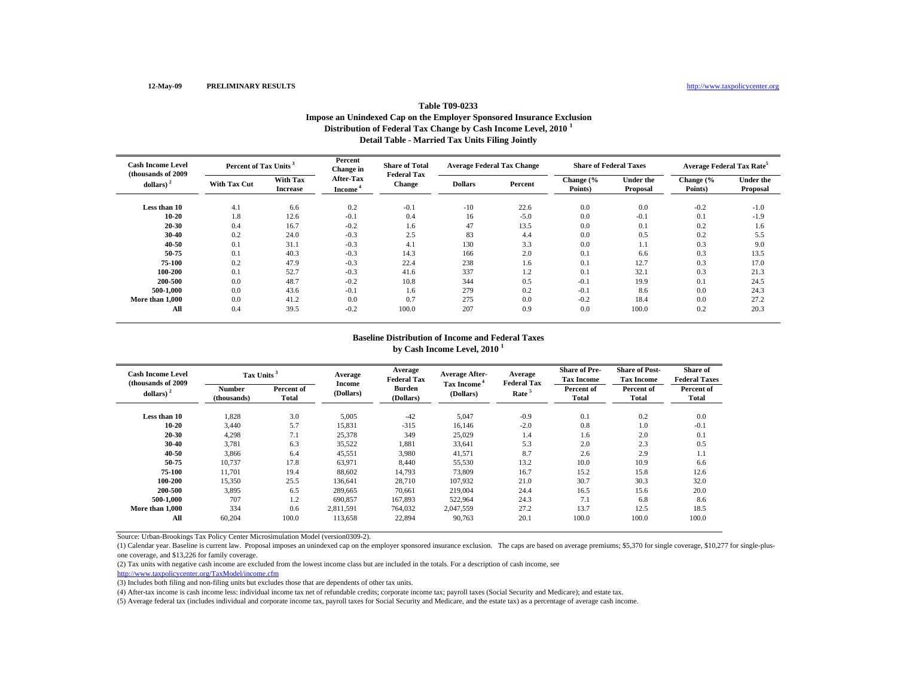12-May-09 **PRELIMINARY RESULTS** http://www.taxpolicycenter.org

### Table T09-0233
### Impose an Unindexed Cap on the Employer Sponsored Insurance Exclusion
### Distribution of Federal Tax Change by Cash Income Level, 2010 [1]
### Detail Table - Married Tax Units Filing Jointly

| Cash Income Level (thousands of 2009 dollars) [2] | Percent of Tax Units [3] | | Percent Change in After-Tax Income [4] | Share of Total Federal Tax Change | Average Federal Tax Change | | Share of Federal Taxes | | Average Federal Tax Rate[5] | |
|---|---|---|---|---|---|---|---|---|---|---|
| | With Tax Cut | With Tax Increase | | | Dollars | Percent | Change (% Points) | Under the Proposal | Change (% Points) | Under the Proposal |
| **Less than 10** | 4.1 | 6.6 | 0.2 | -0.1 | -10 | 22.6 | 0.0 | 0.0 | -0.2 | -1.0 |
| **10-20** | 1.8 | 12.6 | -0.1 | 0.4 | 16 | -5.0 | 0.0 | -0.1 | 0.1 | -1.9 |
| **20-30** | 0.4 | 16.7 | -0.2 | 1.6 | 47 | 13.5 | 0.0 | 0.1 | 0.2 | 1.6 |
| **30-40** | 0.2 | 24.0 | -0.3 | 2.5 | 83 | 4.4 | 0.0 | 0.5 | 0.2 | 5.5 |
| **40-50** | 0.1 | 31.1 | -0.3 | 4.1 | 130 | 3.3 | 0.0 | 1.1 | 0.3 | 9.0 |
| **50-75** | 0.1 | 40.3 | -0.3 | 14.3 | 166 | 2.0 | 0.1 | 6.6 | 0.3 | 13.5 |
| **75-100** | 0.2 | 47.9 | -0.3 | 22.4 | 238 | 1.6 | 0.1 | 12.7 | 0.3 | 17.0 |
| **100-200** | 0.1 | 52.7 | -0.3 | 41.6 | 337 | 1.2 | 0.1 | 32.1 | 0.3 | 21.3 |
| **200-500** | 0.0 | 48.7 | -0.2 | 10.8 | 344 | 0.5 | -0.1 | 19.9 | 0.1 | 24.5 |
| **500-1,000** | 0.0 | 43.6 | -0.1 | 1.6 | 279 | 0.2 | -0.1 | 8.6 | 0.0 | 24.3 |
| **More than 1,000** | 0.0 | 41.2 | 0.0 | 0.7 | 275 | 0.0 | -0.2 | 18.4 | 0.0 | 27.2 |
| **All** | 0.4 | 39.5 | -0.2 | 100.0 | 207 | 0.9 | 0.0 | 100.0 | 0.2 | 20.3 |

### Baseline Distribution of Income and Federal Taxes
### by Cash Income Level, 2010 [1]

| Cash Income Level (thousands of 2009 dollars) [2] | Tax Units [3] | | Average Income (Dollars) | Average Federal Tax Burden (Dollars) | Average After-Tax Income [4] (Dollars) | Average Federal Tax Rate [5] | Share of Pre-Tax Income | Share of Post-Tax Income | Share of Federal Taxes |
|---|---|---|---|---|---|---|---|---|---|
| | Number (thousands) | Percent of Total | | | | | Percent of Total | Percent of Total | Percent of Total |
| **Less than 10** | 1,828 | 3.0 | 5,005 | -42 | 5,047 | -0.9 | 0.1 | 0.2 | 0.0 |
| **10-20** | 3,440 | 5.7 | 15,831 | -315 | 16,146 | -2.0 | 0.8 | 1.0 | -0.1 |
| **20-30** | 4,298 | 7.1 | 25,378 | 349 | 25,029 | 1.4 | 1.6 | 2.0 | 0.1 |
| **30-40** | 3,781 | 6.3 | 35,522 | 1,881 | 33,641 | 5.3 | 2.0 | 2.3 | 0.5 |
| **40-50** | 3,866 | 6.4 | 45,551 | 3,980 | 41,571 | 8.7 | 2.6 | 2.9 | 1.1 |
| **50-75** | 10,737 | 17.8 | 63,971 | 8,440 | 55,530 | 13.2 | 10.0 | 10.9 | 6.6 |
| **75-100** | 11,701 | 19.4 | 88,602 | 14,793 | 73,809 | 16.7 | 15.2 | 15.8 | 12.6 |
| **100-200** | 15,350 | 25.5 | 136,641 | 28,710 | 107,932 | 21.0 | 30.7 | 30.3 | 32.0 |
| **200-500** | 3,895 | 6.5 | 289,665 | 70,661 | 219,004 | 24.4 | 16.5 | 15.6 | 20.0 |
| **500-1,000** | 707 | 1.2 | 690,857 | 167,893 | 522,964 | 24.3 | 7.1 | 6.8 | 8.6 |
| **More than 1,000** | 334 | 0.6 | 2,811,591 | 764,032 | 2,047,559 | 27.2 | 13.7 | 12.5 | 18.5 |
| **All** | 60,204 | 100.0 | 113,658 | 22,894 | 90,763 | 20.1 | 100.0 | 100.0 | 100.0 |

Source: Urban-Brookings Tax Policy Center Microsimulation Model (version0309-2).

(1) Calendar year. Baseline is current law. Proposal imposes an unindexed cap on the employer sponsored insurance exclusion. The caps are based on average premiums; $5,370 for single coverage, $10,277 for single-plus-one coverage, and $13,226 for family coverage.

(2) Tax units with negative cash income are excluded from the lowest income class but are included in the totals. For a description of cash income, see http://www.taxpolicycenter.org/TaxModel/income.cfm

(3) Includes both filing and non-filing units but excludes those that are dependents of other tax units.

(4) After-tax income is cash income less: individual income tax net of refundable credits; corporate income tax; payroll taxes (Social Security and Medicare); and estate tax.

(5) Average federal tax (includes individual and corporate income tax, payroll taxes for Social Security and Medicare, and the estate tax) as a percentage of average cash income.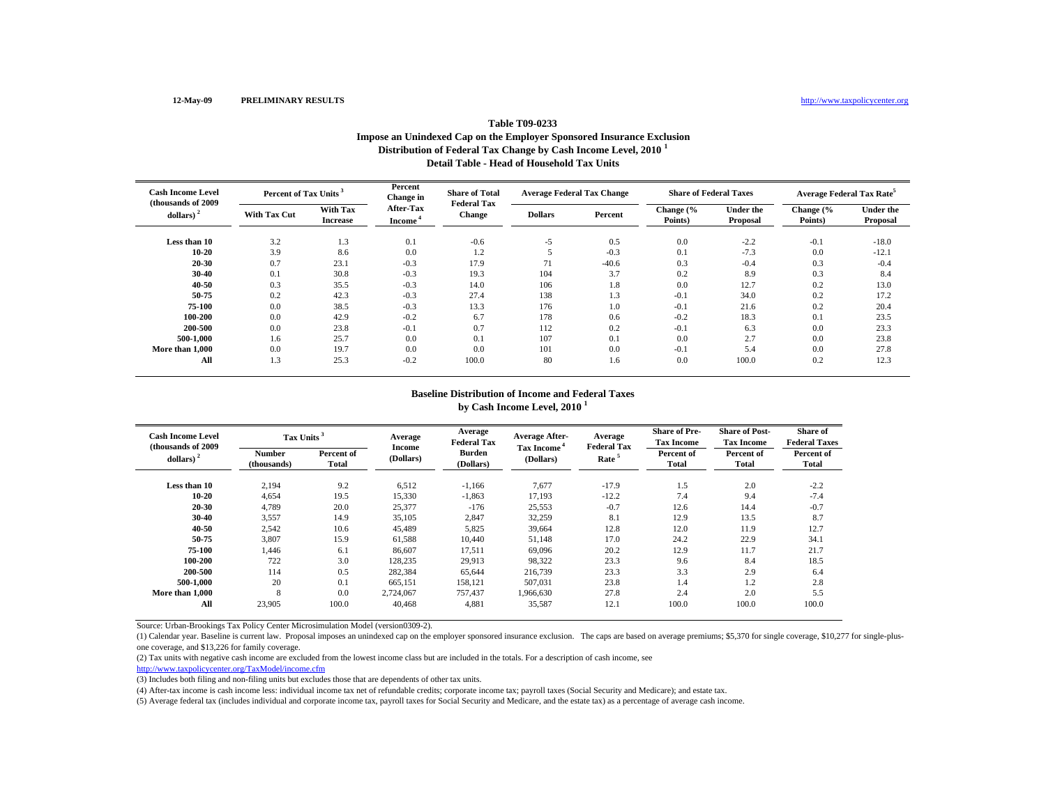12-May-09 **PRELIMINARY RESULTS** http://www.taxpolicycenter.org

## Table T09-0233
## Impose an Unindexed Cap on the Employer Sponsored Insurance Exclusion
## Distribution of Federal Tax Change by Cash Income Level, 2010 [1]
## Detail Table - Head of Household Tax Units

| Cash Income Level (thousands of 2009 dollars) [2] | Percent of Tax Units [3] | | Percent Change in After-Tax Income [4] | Share of Total Federal Tax Change | Average Federal Tax Change | | Share of Federal Taxes | | Average Federal Tax Rate[5] | |
|---|---|---|---|---|---|---|---|---|---|---|
| | With Tax Cut | With Tax Increase | | | Dollars | Percent | Change (% Points) | Under the Proposal | Change (% Points) | Under the Proposal |
| Less than 10 | 3.2 | 1.3 | 0.1 | -0.6 | -5 | 0.5 | 0.0 | -2.2 | -0.1 | -18.0 |
| 10-20 | 3.9 | 8.6 | 0.0 | 1.2 | 5 | -0.3 | 0.1 | -7.3 | 0.0 | -12.1 |
| 20-30 | 0.7 | 23.1 | -0.3 | 17.9 | 71 | -40.6 | 0.3 | -0.4 | 0.3 | -0.4 |
| 30-40 | 0.1 | 30.8 | -0.3 | 19.3 | 104 | 3.7 | 0.2 | 8.9 | 0.3 | 8.4 |
| 40-50 | 0.3 | 35.5 | -0.3 | 14.0 | 106 | 1.8 | 0.0 | 12.7 | 0.2 | 13.0 |
| 50-75 | 0.2 | 42.3 | -0.3 | 27.4 | 138 | 1.3 | -0.1 | 34.0 | 0.2 | 17.2 |
| 75-100 | 0.0 | 38.5 | -0.3 | 13.3 | 176 | 1.0 | -0.1 | 21.6 | 0.2 | 20.4 |
| 100-200 | 0.0 | 42.9 | -0.2 | 6.7 | 178 | 0.6 | -0.2 | 18.3 | 0.1 | 23.5 |
| 200-500 | 0.0 | 23.8 | -0.1 | 0.7 | 112 | 0.2 | -0.1 | 6.3 | 0.0 | 23.3 |
| 500-1,000 | 1.6 | 25.7 | 0.0 | 0.1 | 107 | 0.1 | 0.0 | 2.7 | 0.0 | 23.8 |
| More than 1,000 | 0.0 | 19.7 | 0.0 | 0.0 | 101 | 0.0 | -0.1 | 5.4 | 0.0 | 27.8 |
| All | 1.3 | 25.3 | -0.2 | 100.0 | 80 | 1.6 | 0.0 | 100.0 | 0.2 | 12.3 |

## Baseline Distribution of Income and Federal Taxes
## by Cash Income Level, 2010 [1]

| Cash Income Level (thousands of 2009 dollars) [2] | Tax Units [3] | | Average Income (Dollars) | Average Federal Tax Burden (Dollars) | Average After-Tax Income [4] (Dollars) | Average Federal Tax Rate [5] | Share of Pre-Tax Income | Share of Post-Tax Income | Share of Federal Taxes |
|---|---|---|---|---|---|---|---|---|---|
| | Number (thousands) | Percent of Total | | | | | Percent of Total | Percent of Total | Percent of Total |
| Less than 10 | 2,194 | 9.2 | 6,512 | -1,166 | 7,677 | -17.9 | 1.5 | 2.0 | -2.2 |
| 10-20 | 4,654 | 19.5 | 15,330 | -1,863 | 17,193 | -12.2 | 7.4 | 9.4 | -7.4 |
| 20-30 | 4,789 | 20.0 | 25,377 | -176 | 25,553 | -0.7 | 12.6 | 14.4 | -0.7 |
| 30-40 | 3,557 | 14.9 | 35,105 | 2,847 | 32,259 | 8.1 | 12.9 | 13.5 | 8.7 |
| 40-50 | 2,542 | 10.6 | 45,489 | 5,825 | 39,664 | 12.8 | 12.0 | 11.9 | 12.7 |
| 50-75 | 3,807 | 15.9 | 61,588 | 10,440 | 51,148 | 17.0 | 24.2 | 22.9 | 34.1 |
| 75-100 | 1,446 | 6.1 | 86,607 | 17,511 | 69,096 | 20.2 | 12.9 | 11.7 | 21.7 |
| 100-200 | 722 | 3.0 | 128,235 | 29,913 | 98,322 | 23.3 | 9.6 | 8.4 | 18.5 |
| 200-500 | 114 | 0.5 | 282,384 | 65,644 | 216,739 | 23.3 | 3.3 | 2.9 | 6.4 |
| 500-1,000 | 20 | 0.1 | 665,151 | 158,121 | 507,031 | 23.8 | 1.4 | 1.2 | 2.8 |
| More than 1,000 | 8 | 0.0 | 2,724,067 | 757,437 | 1,966,630 | 27.8 | 2.4 | 2.0 | 5.5 |
| All | 23,905 | 100.0 | 40,468 | 4,881 | 35,587 | 12.1 | 100.0 | 100.0 | 100.0 |

Source: Urban-Brookings Tax Policy Center Microsimulation Model (version0309-2).

(1) Calendar year. Baseline is current law. Proposal imposes an unindexed cap on the employer sponsored insurance exclusion. The caps are based on average premiums; $5,370 for single coverage, $10,277 for single-plus-one coverage, and $13,226 for family coverage.

(2) Tax units with negative cash income are excluded from the lowest income class but are included in the totals. For a description of cash income, see http://www.taxpolicycenter.org/TaxModel/income.cfm

(3) Includes both filing and non-filing units but excludes those that are dependents of other tax units.

(4) After-tax income is cash income less: individual income tax net of refundable credits; corporate income tax; payroll taxes (Social Security and Medicare); and estate tax.

(5) Average federal tax (includes individual and corporate income tax, payroll taxes for Social Security and Medicare, and the estate tax) as a percentage of average cash income.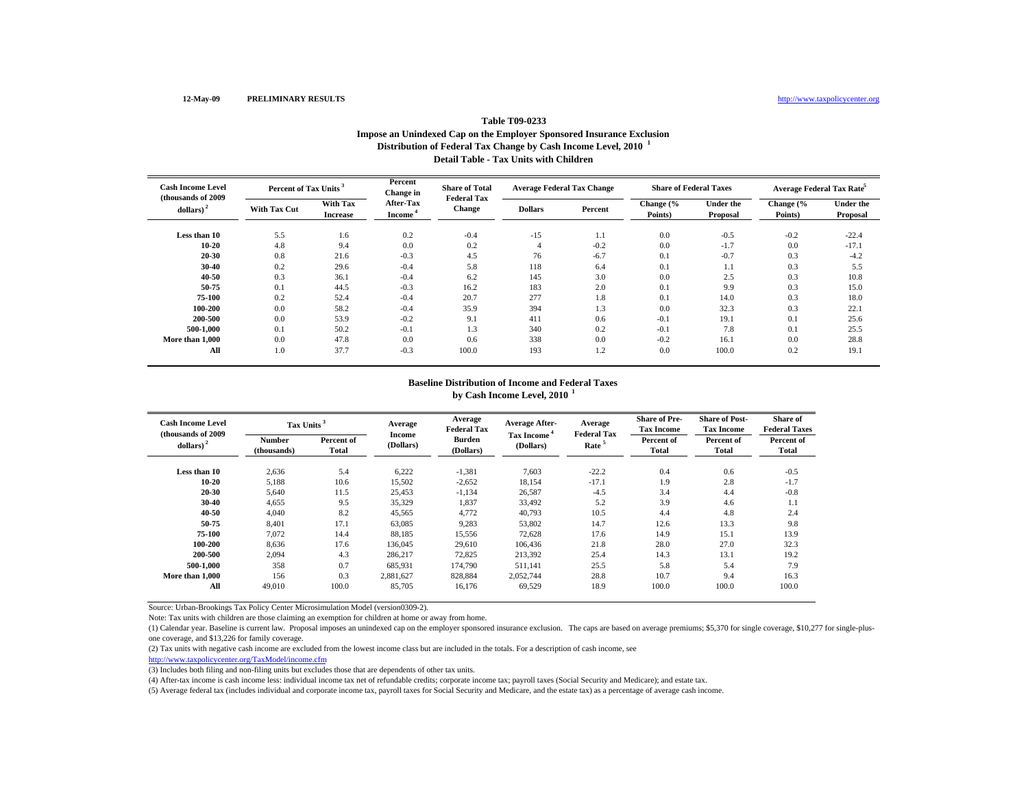12-May-09 **PRELIMINARY RESULTS** http://www.taxpolicycenter.org

## Table T09-0233
### Impose an Unindexed Cap on the Employer Sponsored Insurance Exclusion
### Distribution of Federal Tax Change by Cash Income Level, 2010 [1]
### Detail Table - Tax Units with Children

| Cash Income Level (thousands of 2009 dollars) [2] | Percent of Tax Units [3] | | Percent Change in After-Tax Income [4] | Share of Total Federal Tax Change | Average Federal Tax Change | | Share of Federal Taxes | | Average Federal Tax Rate [5] | |
|---|---|---|---|---|---|---|---|---|---|---|
| | With Tax Cut | With Tax Increase | | | Dollars | Percent | Change (% Points) | Under the Proposal | Change (% Points) | Under the Proposal |
| Less than 10 | 5.5 | 1.6 | 0.2 | -0.4 | -15 | 1.1 | 0.0 | -0.5 | -0.2 | -22.4 |
| 10-20 | 4.8 | 9.4 | 0.0 | 0.2 | 4 | -0.2 | 0.0 | -1.7 | 0.0 | -17.1 |
| 20-30 | 0.8 | 21.6 | -0.3 | 4.5 | 76 | -6.7 | 0.1 | -0.7 | 0.3 | -4.2 |
| 30-40 | 0.2 | 29.6 | -0.4 | 5.8 | 118 | 6.4 | 0.1 | 1.1 | 0.3 | 5.5 |
| 40-50 | 0.3 | 36.1 | -0.4 | 6.2 | 145 | 3.0 | 0.0 | 2.5 | 0.3 | 10.8 |
| 50-75 | 0.1 | 44.5 | -0.3 | 16.2 | 183 | 2.0 | 0.1 | 9.9 | 0.3 | 15.0 |
| 75-100 | 0.2 | 52.4 | -0.4 | 20.7 | 277 | 1.8 | 0.1 | 14.0 | 0.3 | 18.0 |
| 100-200 | 0.0 | 58.2 | -0.4 | 35.9 | 394 | 1.3 | 0.0 | 32.3 | 0.3 | 22.1 |
| 200-500 | 0.0 | 53.9 | -0.2 | 9.1 | 411 | 0.6 | -0.1 | 19.1 | 0.1 | 25.6 |
| 500-1,000 | 0.1 | 50.2 | -0.1 | 1.3 | 340 | 0.2 | -0.1 | 7.8 | 0.1 | 25.5 |
| More than 1,000 | 0.0 | 47.8 | 0.0 | 0.6 | 338 | 0.0 | -0.2 | 16.1 | 0.0 | 28.8 |
| All | 1.0 | 37.7 | -0.3 | 100.0 | 193 | 1.2 | 0.0 | 100.0 | 0.2 | 19.1 |

### Baseline Distribution of Income and Federal Taxes by Cash Income Level, 2010 [1]

| Cash Income Level (thousands of 2009 dollars) [2] | Tax Units [3] | | Average Income (Dollars) | Average Federal Tax Burden (Dollars) | Average After-Tax Income [4] (Dollars) | Average Federal Tax Rate [5] | Share of Pre-Tax Income | Share of Post-Tax Income | Share of Federal Taxes |
|---|---|---|---|---|---|---|---|---|---|
| | Number (thousands) | Percent of Total | | | | | Percent of Total | Percent of Total | Percent of Total |
| Less than 10 | 2,636 | 5.4 | 6,222 | -1,381 | 7,603 | -22.2 | 0.4 | 0.6 | -0.5 |
| 10-20 | 5,188 | 10.6 | 15,502 | -2,652 | 18,154 | -17.1 | 1.9 | 2.8 | -1.7 |
| 20-30 | 5,640 | 11.5 | 25,453 | -1,134 | 26,587 | -4.5 | 3.4 | 4.4 | -0.8 |
| 30-40 | 4,655 | 9.5 | 35,329 | 1,837 | 33,492 | 5.2 | 3.9 | 4.6 | 1.1 |
| 40-50 | 4,040 | 8.2 | 45,565 | 4,772 | 40,793 | 10.5 | 4.4 | 4.8 | 2.4 |
| 50-75 | 8,401 | 17.1 | 63,085 | 9,283 | 53,802 | 14.7 | 12.6 | 13.3 | 9.8 |
| 75-100 | 7,072 | 14.4 | 88,185 | 15,556 | 72,628 | 17.6 | 14.9 | 15.1 | 13.9 |
| 100-200 | 8,636 | 17.6 | 136,045 | 29,610 | 106,436 | 21.8 | 28.0 | 27.0 | 32.3 |
| 200-500 | 2,094 | 4.3 | 286,217 | 72,825 | 213,392 | 25.4 | 14.3 | 13.1 | 19.2 |
| 500-1,000 | 358 | 0.7 | 685,931 | 174,790 | 511,141 | 25.5 | 5.8 | 5.4 | 7.9 |
| More than 1,000 | 156 | 0.3 | 2,881,627 | 828,884 | 2,052,744 | 28.8 | 10.7 | 9.4 | 16.3 |
| All | 49,010 | 100.0 | 85,705 | 16,176 | 69,529 | 18.9 | 100.0 | 100.0 | 100.0 |

Source: Urban-Brookings Tax Policy Center Microsimulation Model (version0309-2).

Note: Tax units with children are those claiming an exemption for children at home or away from home.

(1) Calendar year. Baseline is current law. Proposal imposes an unindexed cap on the employer sponsored insurance exclusion. The caps are based on average premiums; $5,370 for single coverage, $10,277 for single-plus-one coverage, and $13,226 for family coverage.

(2) Tax units with negative cash income are excluded from the lowest income class but are included in the totals. For a description of cash income, see http://www.taxpolicycenter.org/TaxModel/income.cfm

(3) Includes both filing and non-filing units but excludes those that are dependents of other tax units.

(4) After-tax income is cash income less: individual income tax net of refundable credits; corporate income tax; payroll taxes (Social Security and Medicare); and estate tax.

(5) Average federal tax (includes individual and corporate income tax, payroll taxes for Social Security and Medicare, and the estate tax) as a percentage of average cash income.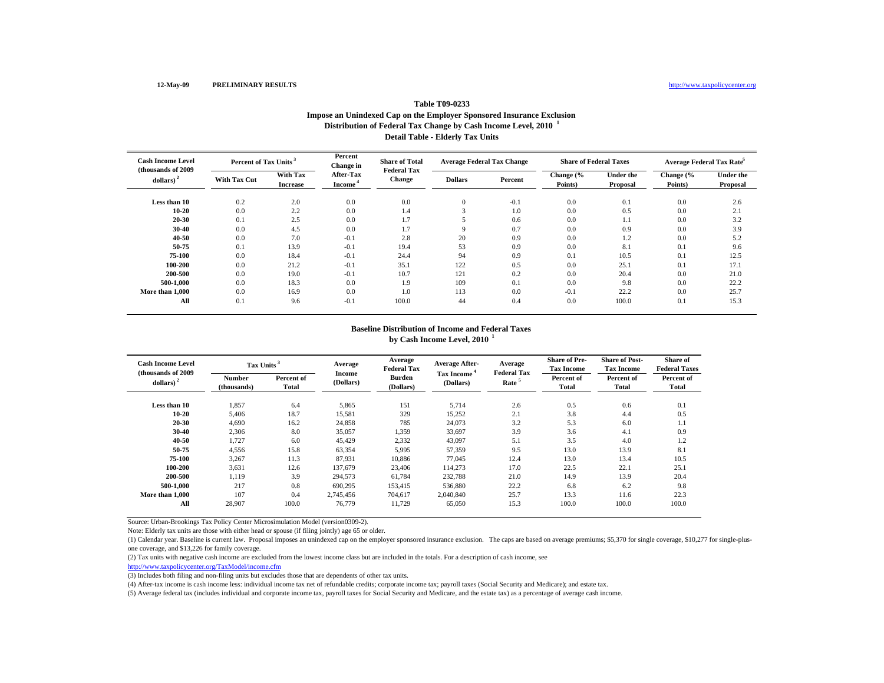12-May-09 PRELIMINARY RESULTS http://www.taxpolicycenter.org

## Table T09-0233
## Impose an Unindexed Cap on the Employer Sponsored Insurance Exclusion
## Distribution of Federal Tax Change by Cash Income Level, 2010 [1]
## Detail Table - Elderly Tax Units

| Cash Income Level (thousands of 2009 dollars) [2] | Percent of Tax Units [3] | | Percent Change in After-Tax Income [4] | Share of Total Federal Tax Change | Average Federal Tax Change | | Share of Federal Taxes | | Average Federal Tax Rate[5] | |
|---|---|---|---|---|---|---|---|---|---|---|
| | With Tax Cut | With Tax Increase | | | Dollars | Percent | Change (% Points) | Under the Proposal | Change (% Points) | Under the Proposal |
| Less than 10 | 0.2 | 2.0 | 0.0 | 0.0 | 0 | -0.1 | 0.0 | 0.1 | 0.0 | 2.6 |
| 10-20 | 0.0 | 2.2 | 0.0 | 1.4 | 3 | 1.0 | 0.0 | 0.5 | 0.0 | 2.1 |
| 20-30 | 0.1 | 2.5 | 0.0 | 1.7 | 5 | 0.6 | 0.0 | 1.1 | 0.0 | 3.2 |
| 30-40 | 0.0 | 4.5 | 0.0 | 1.7 | 9 | 0.7 | 0.0 | 0.9 | 0.0 | 3.9 |
| 40-50 | 0.0 | 7.0 | -0.1 | 2.8 | 20 | 0.9 | 0.0 | 1.2 | 0.0 | 5.2 |
| 50-75 | 0.1 | 13.9 | -0.1 | 19.4 | 53 | 0.9 | 0.0 | 8.1 | 0.1 | 9.6 |
| 75-100 | 0.0 | 18.4 | -0.1 | 24.4 | 94 | 0.9 | 0.1 | 10.5 | 0.1 | 12.5 |
| 100-200 | 0.0 | 21.2 | -0.1 | 35.1 | 122 | 0.5 | 0.0 | 25.1 | 0.1 | 17.1 |
| 200-500 | 0.0 | 19.0 | -0.1 | 10.7 | 121 | 0.2 | 0.0 | 20.4 | 0.0 | 21.0 |
| 500-1,000 | 0.0 | 18.3 | 0.0 | 1.9 | 109 | 0.1 | 0.0 | 9.8 | 0.0 | 22.2 |
| More than 1,000 | 0.0 | 16.9 | 0.0 | 1.0 | 113 | 0.0 | -0.1 | 22.2 | 0.0 | 25.7 |
| All | 0.1 | 9.6 | -0.1 | 100.0 | 44 | 0.4 | 0.0 | 100.0 | 0.1 | 15.3 |

## Baseline Distribution of Income and Federal Taxes
## by Cash Income Level, 2010 [1]

| Cash Income Level (thousands of 2009 dollars) [2] | Tax Units [3] | | Average Income (Dollars) | Average Federal Tax Burden (Dollars) | Average After-Tax Income [4] (Dollars) | Average Federal Tax Rate [5] | Share of Pre-Tax Income | Share of Post-Tax Income | Share of Federal Taxes |
|---|---|---|---|---|---|---|---|---|---|
| | Number (thousands) | Percent of Total | | | | | Percent of Total | Percent of Total | Percent of Total |
| Less than 10 | 1,857 | 6.4 | 5,865 | 151 | 5,714 | 2.6 | 0.5 | 0.6 | 0.1 |
| 10-20 | 5,406 | 18.7 | 15,581 | 329 | 15,252 | 2.1 | 3.8 | 4.4 | 0.5 |
| 20-30 | 4,690 | 16.2 | 24,858 | 785 | 24,073 | 3.2 | 5.3 | 6.0 | 1.1 |
| 30-40 | 2,306 | 8.0 | 35,057 | 1,359 | 33,697 | 3.9 | 3.6 | 4.1 | 0.9 |
| 40-50 | 1,727 | 6.0 | 45,429 | 2,332 | 43,097 | 5.1 | 3.5 | 4.0 | 1.2 |
| 50-75 | 4,556 | 15.8 | 63,354 | 5,995 | 57,359 | 9.5 | 13.0 | 13.9 | 8.1 |
| 75-100 | 3,267 | 11.3 | 87,931 | 10,886 | 77,045 | 12.4 | 13.0 | 13.4 | 10.5 |
| 100-200 | 3,631 | 12.6 | 137,679 | 23,406 | 114,273 | 17.0 | 22.5 | 22.1 | 25.1 |
| 200-500 | 1,119 | 3.9 | 294,573 | 61,784 | 232,788 | 21.0 | 14.9 | 13.9 | 20.4 |
| 500-1,000 | 217 | 0.8 | 690,295 | 153,415 | 536,880 | 22.2 | 6.8 | 6.2 | 9.8 |
| More than 1,000 | 107 | 0.4 | 2,745,456 | 704,617 | 2,040,840 | 25.7 | 13.3 | 11.6 | 22.3 |
| All | 28,907 | 100.0 | 76,779 | 11,729 | 65,050 | 15.3 | 100.0 | 100.0 | 100.0 |

Source: Urban-Brookings Tax Policy Center Microsimulation Model (version0309-2).

Note: Elderly tax units are those with either head or spouse (if filing jointly) age 65 or older.

(1) Calendar year. Baseline is current law. Proposal imposes an unindexed cap on the employer sponsored insurance exclusion. The caps are based on average premiums; $5,370 for single coverage, $10,277 for single-plus-one coverage, and $13,226 for family coverage.

(2) Tax units with negative cash income are excluded from the lowest income class but are included in the totals. For a description of cash income, see http://www.taxpolicycenter.org/TaxModel/income.cfm

(3) Includes both filing and non-filing units but excludes those that are dependents of other tax units.

(4) After-tax income is cash income less: individual income tax net of refundable credits; corporate income tax; payroll taxes (Social Security and Medicare); and estate tax.

(5) Average federal tax (includes individual and corporate income tax, payroll taxes for Social Security and Medicare, and the estate tax) as a percentage of average cash income.